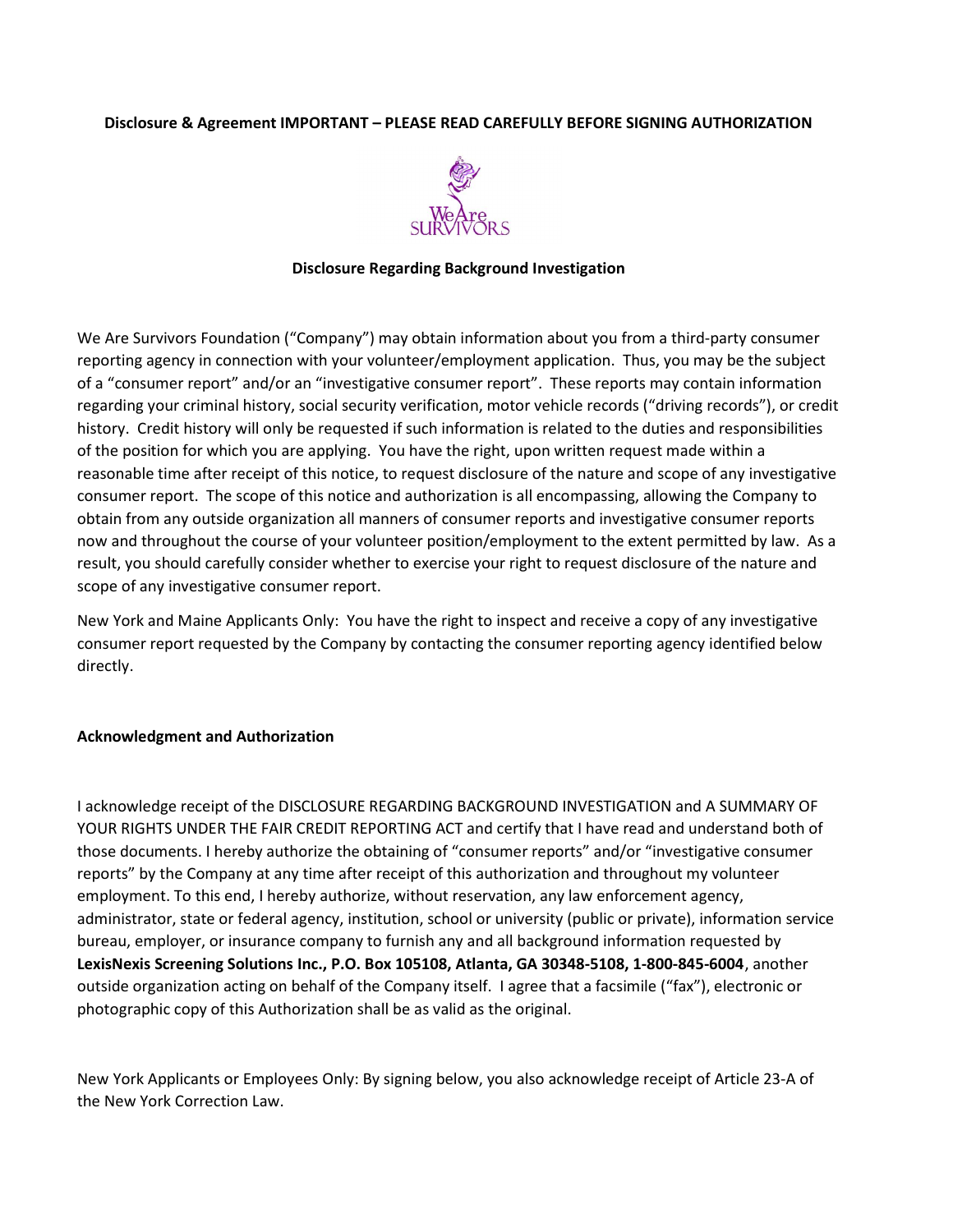**Disclosure & Agreement IMPORTANT – PLEASE READ CAREFULLY BEFORE SIGNING AUTHORIZATION**

WeAre SURVIVORS

## Disclosure Regarding Background Investigation

We Are Survivors Foundation ("Company") may obtain information about you from a third-party consumer reporting agency in connection with your volunteer/employment application. Thus, you may be the subject of a "consumer report" and/or an "investigative consumer report". These reports may contain information regarding your criminal history, social security verification, motor vehicle records ("driving records"), or credit history. Credit history will only be requested if such information is related to the duties and responsibilities of the position for which you are applying. You have the right, upon written request made within a reasonable time after receipt of this notice, to request disclosure of the nature and scope of any investigative consumer report. The scope of this notice and authorization is all encompassing, allowing the Company to obtain from any outside organization all manners of consumer reports and investigative consumer reports now and throughout the course of your volunteer position/employment to the extent permitted by law. As a result, you should carefully consider whether to exercise your right to request disclosure of the nature and scope of any investigative consumer report.

New York and Maine Applicants Only: You have the right to inspect and receive a copy of any investigative consumer report requested by the Company by contacting the consumer reporting agency identified below directly.

## Acknowledgment and Authorization

I acknowledge receipt of the DISCLOSURE REGARDING BACKGROUND INVESTIGATION and A SUMMARY OF YOUR RIGHTS UNDER THE FAIR CREDIT REPORTING ACT and certify that I have read and understand both of those documents. I hereby authorize the obtaining of "consumer reports" and/or "investigative consumer reports" by the Company at any time after receipt of this authorization and throughout my volunteer employment. To this end, I hereby authorize, without reservation, any law enforcement agency, administrator, state or federal agency, institution, school or university (public or private), information service bureau, employer, or insurance company to furnish any and all background information requested by **LexisNexis Screening Solutions Inc., P.O. Box 105108, Atlanta, GA 30348-5108, 1-800-845-6004**, another outside organization acting on behalf of the Company itself. I agree that a facsimile ("fax"), electronic or photographic copy of this Authorization shall be as valid as the original.

New York Applicants or Employees Only: By signing below, you also acknowledge receipt of Article 23-A of the New York Correction Law.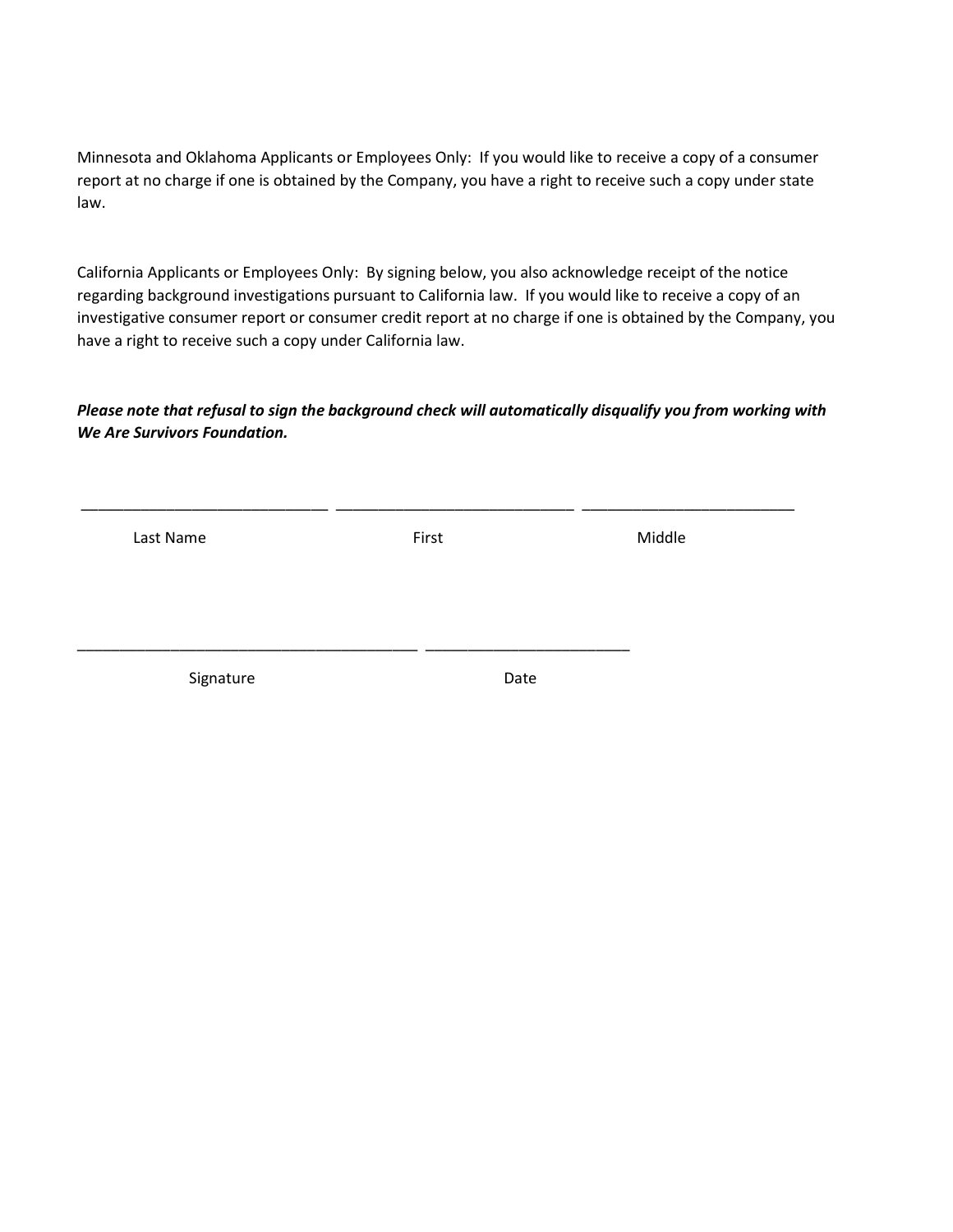Minnesota and Oklahoma Applicants or Employees Only: If you would like to receive a copy of a consumer report at no charge if one is obtained by the Company, you have a right to receive such a copy under state law.

California Applicants or Employees Only: By signing below, you also acknowledge receipt of the notice regarding background investigations pursuant to California law. If you would like to receive a copy of an investigative consumer report or consumer credit report at no charge if one is obtained by the Company, you have a right to receive such a copy under California law.

***Please note that refusal to sign the background check will automatically disqualify you from working with We Are Survivors Foundation.***

\_\_\_\_\_\_\_\_\_\_\_\_\_\_\_\_\_\_\_\_\_\_\_\_\_\_\_\_ \_\_\_\_\_\_\_\_\_\_\_\_\_\_\_\_\_\_\_\_\_\_\_\_\_\_\_\_ \_\_\_\_\_\_\_\_\_\_\_\_\_\_\_\_\_\_\_\_\_\_\_\_\_\_

Last Name First Middle

\_\_\_\_\_\_\_\_\_\_\_\_\_\_\_\_\_\_\_\_\_\_\_\_\_\_\_\_\_\_\_\_\_\_\_\_\_\_\_ \_\_\_\_\_\_\_\_\_\_\_\_\_\_\_\_\_\_\_\_\_\_\_\_

Signature Date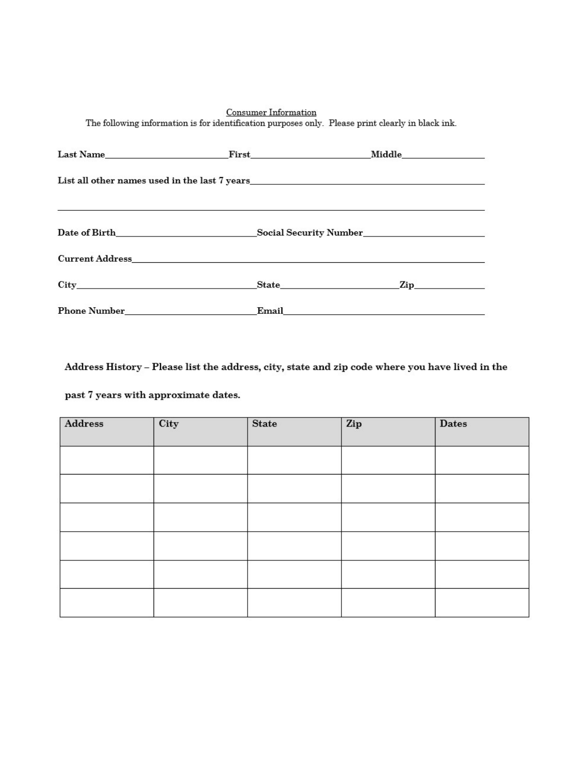Consumer Information

The following information is for identification purposes only. Please print clearly in black ink.

**Last Name**\_\_\_\_\_\_\_\_\_\_\_\_\_\_\_\_\_\_\_\_\_\_\_\_**First**\_\_\_\_\_\_\_\_\_\_\_\_\_\_\_\_\_\_\_\_\_\_\_\_**Middle**\_\_\_\_\_\_\_\_\_\_\_\_\_\_\_\_

**List all other names used in the last 7 years**\_\_\_\_\_\_\_\_\_\_\_\_\_\_\_\_\_\_\_\_\_\_\_\_\_\_\_\_\_\_\_\_\_\_\_\_\_\_\_\_\_\_\_\_

\_\_\_\_\_\_\_\_\_\_\_\_\_\_\_\_\_\_\_\_\_\_\_\_\_\_\_\_\_\_\_\_\_\_\_\_\_\_\_\_\_\_\_\_\_\_\_\_\_\_\_\_\_\_\_\_\_\_\_\_\_\_\_\_\_\_\_\_\_\_\_\_\_\_\_\_\_\_\_\_\_\_\_\_\_\_

**Date of Birth**\_\_\_\_\_\_\_\_\_\_\_\_\_\_\_\_\_\_\_\_\_\_\_\_\_\_\_\_**Social Security Number**\_\_\_\_\_\_\_\_\_\_\_\_\_\_\_\_\_\_\_\_\_\_\_\_

**Current Address**\_\_\_\_\_\_\_\_\_\_\_\_\_\_\_\_\_\_\_\_\_\_\_\_\_\_\_\_\_\_\_\_\_\_\_\_\_\_\_\_\_\_\_\_\_\_\_\_\_\_\_\_\_\_\_\_\_\_\_\_\_\_\_\_\_\_\_\_\_\_

**City**\_\_\_\_\_\_\_\_\_\_\_\_\_\_\_\_\_\_\_\_\_\_\_\_\_\_\_\_\_\_\_\_\_\_\_\_\_\_**State**\_\_\_\_\_\_\_\_\_\_\_\_\_\_\_\_\_\_\_\_\_\_\_\_**Zip**\_\_\_\_\_\_\_\_\_\_\_\_\_\_\_

**Phone Number**\_\_\_\_\_\_\_\_\_\_\_\_\_\_\_\_\_\_\_\_\_\_\_\_\_\_\_**Email**\_\_\_\_\_\_\_\_\_\_\_\_\_\_\_\_\_\_\_\_\_\_\_\_\_\_\_\_\_\_\_\_\_\_\_\_\_\_\_\_\_\_

**Address History – Please list the address, city, state and zip code where you have lived in the past 7 years with approximate dates.**

| Address | City | State | Zip | Dates |
|---|---|---|---|---|
| | | | | |
| | | | | |
| | | | | |
| | | | | |
| | | | | |
| | | | | |